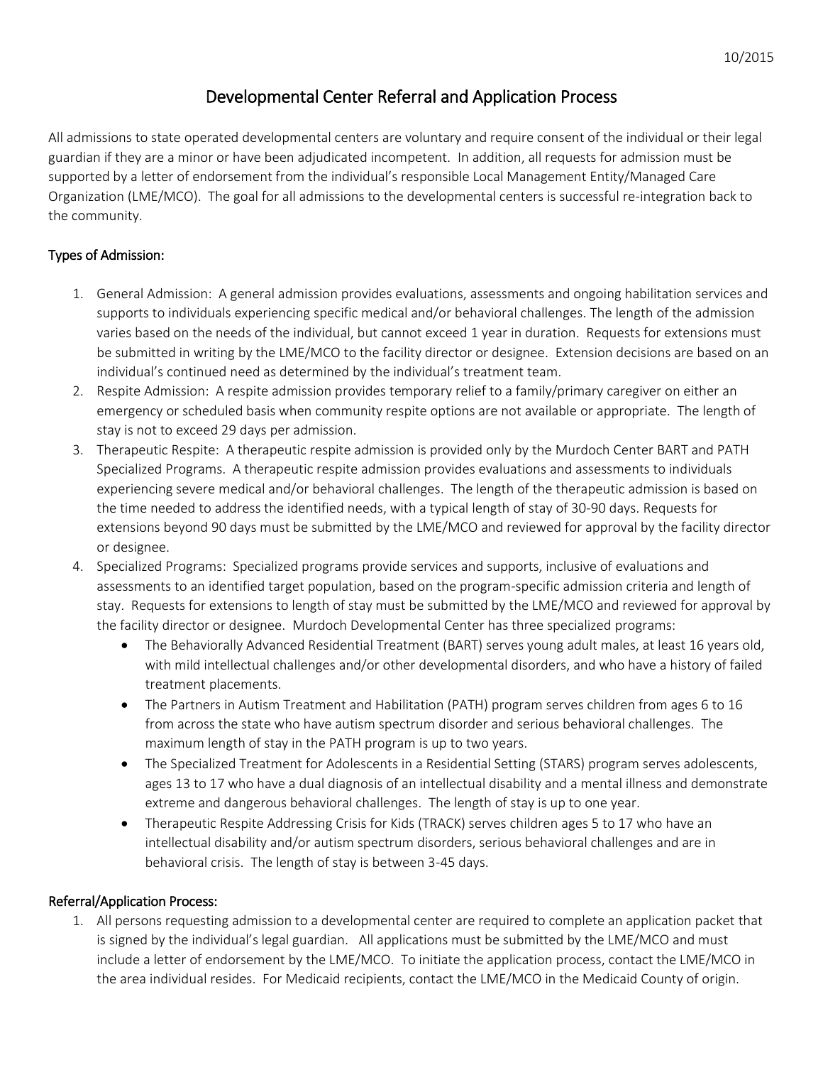10/2015

# Developmental Center Referral and Application Process

All admissions to state operated developmental centers are voluntary and require consent of the individual or their legal guardian if they are a minor or have been adjudicated incompetent. In addition, all requests for admission must be supported by a letter of endorsement from the individual's responsible Local Management Entity/Managed Care Organization (LME/MCO). The goal for all admissions to the developmental centers is successful re-integration back to the community.

## Types of Admission:

1. General Admission: A general admission provides evaluations, assessments and ongoing habilitation services and supports to individuals experiencing specific medical and/or behavioral challenges. The length of the admission varies based on the needs of the individual, but cannot exceed 1 year in duration. Requests for extensions must be submitted in writing by the LME/MCO to the facility director or designee. Extension decisions are based on an individual's continued need as determined by the individual's treatment team.
2. Respite Admission: A respite admission provides temporary relief to a family/primary caregiver on either an emergency or scheduled basis when community respite options are not available or appropriate. The length of stay is not to exceed 29 days per admission.
3. Therapeutic Respite: A therapeutic respite admission is provided only by the Murdoch Center BART and PATH Specialized Programs. A therapeutic respite admission provides evaluations and assessments to individuals experiencing severe medical and/or behavioral challenges. The length of the therapeutic admission is based on the time needed to address the identified needs, with a typical length of stay of 30-90 days. Requests for extensions beyond 90 days must be submitted by the LME/MCO and reviewed for approval by the facility director or designee.
4. Specialized Programs: Specialized programs provide services and supports, inclusive of evaluations and assessments to an identified target population, based on the program-specific admission criteria and length of stay. Requests for extensions to length of stay must be submitted by the LME/MCO and reviewed for approval by the facility director or designee. Murdoch Developmental Center has three specialized programs:
   - The Behaviorally Advanced Residential Treatment (BART) serves young adult males, at least 16 years old, with mild intellectual challenges and/or other developmental disorders, and who have a history of failed treatment placements.
   - The Partners in Autism Treatment and Habilitation (PATH) program serves children from ages 6 to 16 from across the state who have autism spectrum disorder and serious behavioral challenges. The maximum length of stay in the PATH program is up to two years.
   - The Specialized Treatment for Adolescents in a Residential Setting (STARS) program serves adolescents, ages 13 to 17 who have a dual diagnosis of an intellectual disability and a mental illness and demonstrate extreme and dangerous behavioral challenges. The length of stay is up to one year.
   - Therapeutic Respite Addressing Crisis for Kids (TRACK) serves children ages 5 to 17 who have an intellectual disability and/or autism spectrum disorders, serious behavioral challenges and are in behavioral crisis. The length of stay is between 3-45 days.

## Referral/Application Process:

1. All persons requesting admission to a developmental center are required to complete an application packet that is signed by the individual's legal guardian. All applications must be submitted by the LME/MCO and must include a letter of endorsement by the LME/MCO. To initiate the application process, contact the LME/MCO in the area individual resides. For Medicaid recipients, contact the LME/MCO in the Medicaid County of origin.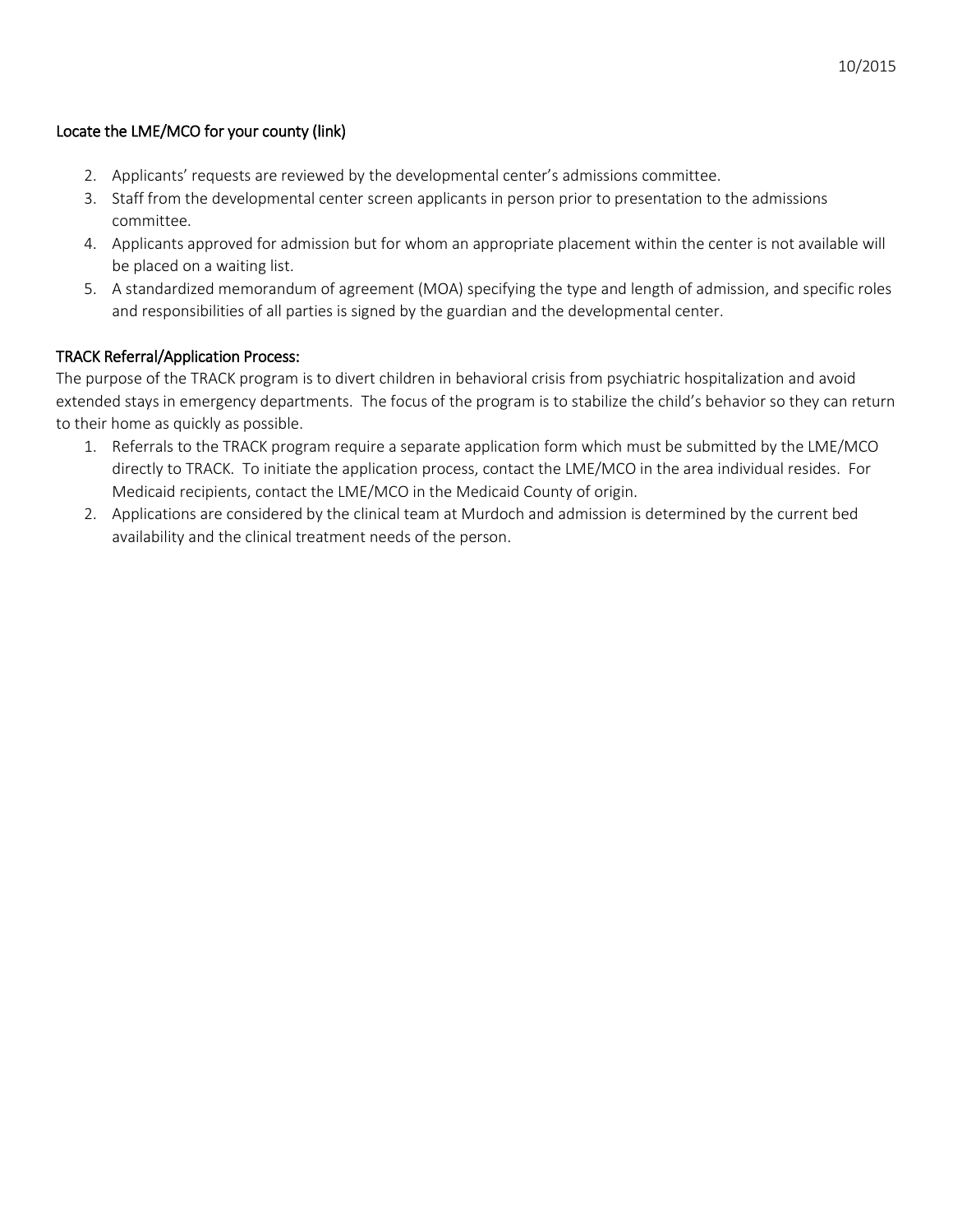Locate the LME/MCO for your county (link)

2. Applicants' requests are reviewed by the developmental center's admissions committee.
3. Staff from the developmental center screen applicants in person prior to presentation to the admissions committee.
4. Applicants approved for admission but for whom an appropriate placement within the center is not available will be placed on a waiting list.
5. A standardized memorandum of agreement (MOA) specifying the type and length of admission, and specific roles and responsibilities of all parties is signed by the guardian and the developmental center.

TRACK Referral/Application Process:

The purpose of the TRACK program is to divert children in behavioral crisis from psychiatric hospitalization and avoid extended stays in emergency departments. The focus of the program is to stabilize the child's behavior so they can return to their home as quickly as possible.

1. Referrals to the TRACK program require a separate application form which must be submitted by the LME/MCO directly to TRACK. To initiate the application process, contact the LME/MCO in the area individual resides. For Medicaid recipients, contact the LME/MCO in the Medicaid County of origin.
2. Applications are considered by the clinical team at Murdoch and admission is determined by the current bed availability and the clinical treatment needs of the person.